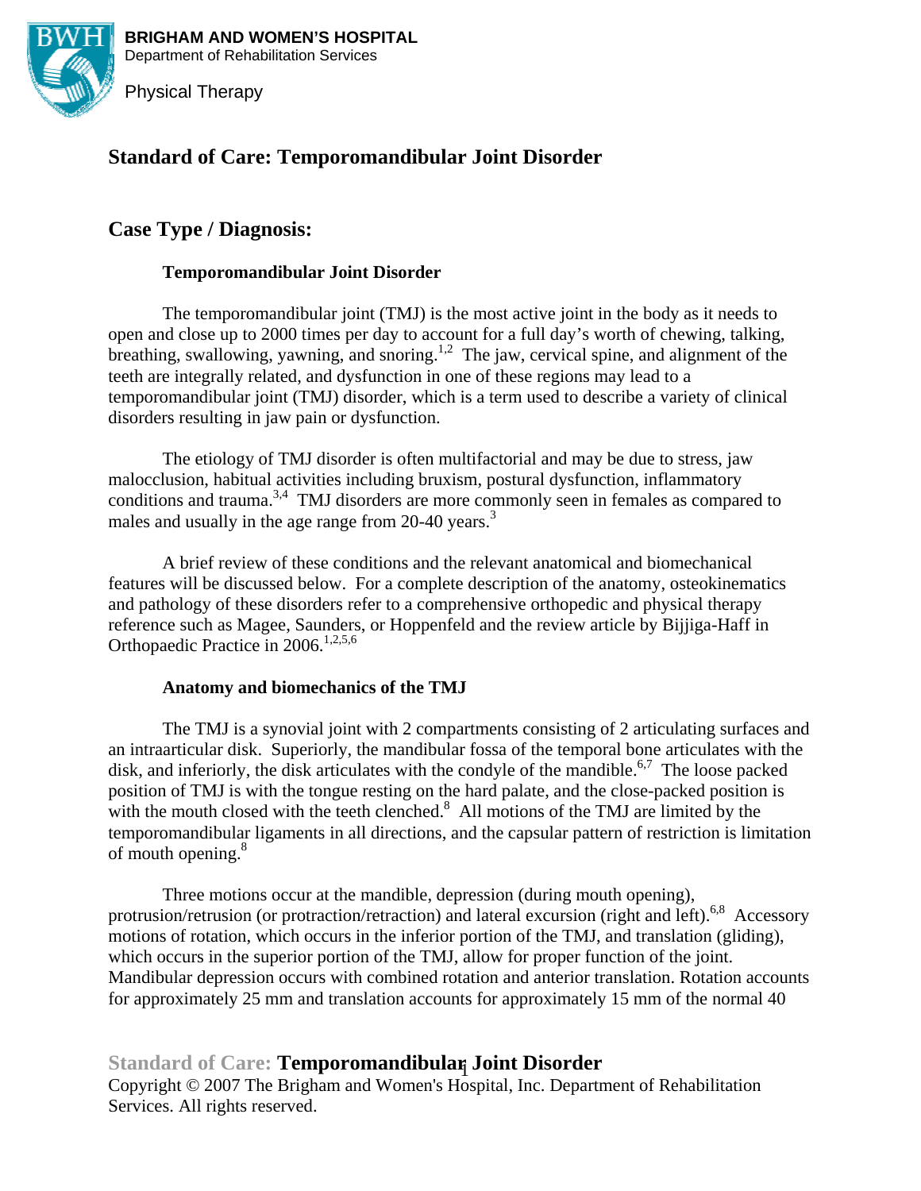**BRIGHAM AND WOMEN'S HOSPITAL**
Department of Rehabilitation Services

Physical Therapy

# Standard of Care: Temporomandibular Joint Disorder

## Case Type / Diagnosis:

### Temporomandibular Joint Disorder

The temporomandibular joint (TMJ) is the most active joint in the body as it needs to open and close up to 2000 times per day to account for a full day's worth of chewing, talking, breathing, swallowing, yawning, and snoring.[1,2] The jaw, cervical spine, and alignment of the teeth are integrally related, and dysfunction in one of these regions may lead to a temporomandibular joint (TMJ) disorder, which is a term used to describe a variety of clinical disorders resulting in jaw pain or dysfunction.

The etiology of TMJ disorder is often multifactorial and may be due to stress, jaw malocclusion, habitual activities including bruxism, postural dysfunction, inflammatory conditions and trauma.[3,4] TMJ disorders are more commonly seen in females as compared to males and usually in the age range from 20-40 years.[3]

A brief review of these conditions and the relevant anatomical and biomechanical features will be discussed below. For a complete description of the anatomy, osteokinematics and pathology of these disorders refer to a comprehensive orthopedic and physical therapy reference such as Magee, Saunders, or Hoppenfeld and the review article by Bijjiga-Haff in Orthopaedic Practice in 2006.[1,2,5,6]

### Anatomy and biomechanics of the TMJ

The TMJ is a synovial joint with 2 compartments consisting of 2 articulating surfaces and an intraarticular disk. Superiorly, the mandibular fossa of the temporal bone articulates with the disk, and inferiorly, the disk articulates with the condyle of the mandible.[6,7] The loose packed position of TMJ is with the tongue resting on the hard palate, and the close-packed position is with the mouth closed with the teeth clenched.[8] All motions of the TMJ are limited by the temporomandibular ligaments in all directions, and the capsular pattern of restriction is limitation of mouth opening.[8]

Three motions occur at the mandible, depression (during mouth opening), protrusion/retrusion (or protraction/retraction) and lateral excursion (right and left).[6,8] Accessory motions of rotation, which occurs in the inferior portion of the TMJ, and translation (gliding), which occurs in the superior portion of the TMJ, allow for proper function of the joint. Mandibular depression occurs with combined rotation and anterior translation. Rotation accounts for approximately 25 mm and translation accounts for approximately 15 mm of the normal 40

Copyright © 2007 The Brigham and Women's Hospital, Inc. Department of Rehabilitation Services. All rights reserved.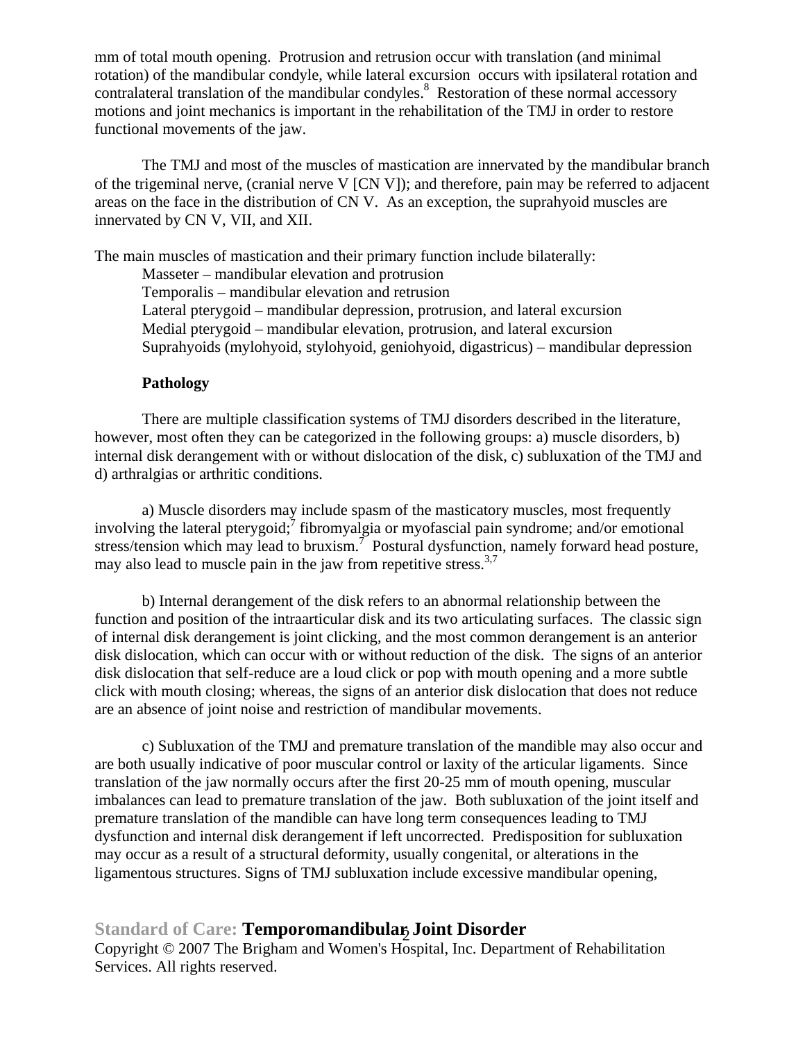mm of total mouth opening. Protrusion and retrusion occur with translation (and minimal rotation) of the mandibular condyle, while lateral excursion occurs with ipsilateral rotation and contralateral translation of the mandibular condyles.[8] Restoration of these normal accessory motions and joint mechanics is important in the rehabilitation of the TMJ in order to restore functional movements of the jaw.

The TMJ and most of the muscles of mastication are innervated by the mandibular branch of the trigeminal nerve, (cranial nerve V [CN V]); and therefore, pain may be referred to adjacent areas on the face in the distribution of CN V. As an exception, the suprahyoid muscles are innervated by CN V, VII, and XII.

The main muscles of mastication and their primary function include bilaterally:

- Masseter – mandibular elevation and protrusion
- Temporalis – mandibular elevation and retrusion
- Lateral pterygoid – mandibular depression, protrusion, and lateral excursion
- Medial pterygoid – mandibular elevation, protrusion, and lateral excursion
- Suprahyoids (mylohyoid, stylohyoid, geniohyoid, digastricus) – mandibular depression

**Pathology**

There are multiple classification systems of TMJ disorders described in the literature, however, most often they can be categorized in the following groups: a) muscle disorders, b) internal disk derangement with or without dislocation of the disk, c) subluxation of the TMJ and d) arthralgias or arthritic conditions.

a) Muscle disorders may include spasm of the masticatory muscles, most frequently involving the lateral pterygoid;[7] fibromyalgia or myofascial pain syndrome; and/or emotional stress/tension which may lead to bruxism.[7] Postural dysfunction, namely forward head posture, may also lead to muscle pain in the jaw from repetitive stress.[3,7]

b) Internal derangement of the disk refers to an abnormal relationship between the function and position of the intraarticular disk and its two articulating surfaces. The classic sign of internal disk derangement is joint clicking, and the most common derangement is an anterior disk dislocation, which can occur with or without reduction of the disk. The signs of an anterior disk dislocation that self-reduce are a loud click or pop with mouth opening and a more subtle click with mouth closing; whereas, the signs of an anterior disk dislocation that does not reduce are an absence of joint noise and restriction of mandibular movements.

c) Subluxation of the TMJ and premature translation of the mandible may also occur and are both usually indicative of poor muscular control or laxity of the articular ligaments. Since translation of the jaw normally occurs after the first 20-25 mm of mouth opening, muscular imbalances can lead to premature translation of the jaw. Both subluxation of the joint itself and premature translation of the mandible can have long term consequences leading to TMJ dysfunction and internal disk derangement if left uncorrected. Predisposition for subluxation may occur as a result of a structural deformity, usually congenital, or alterations in the ligamentous structures. Signs of TMJ subluxation include excessive mandibular opening,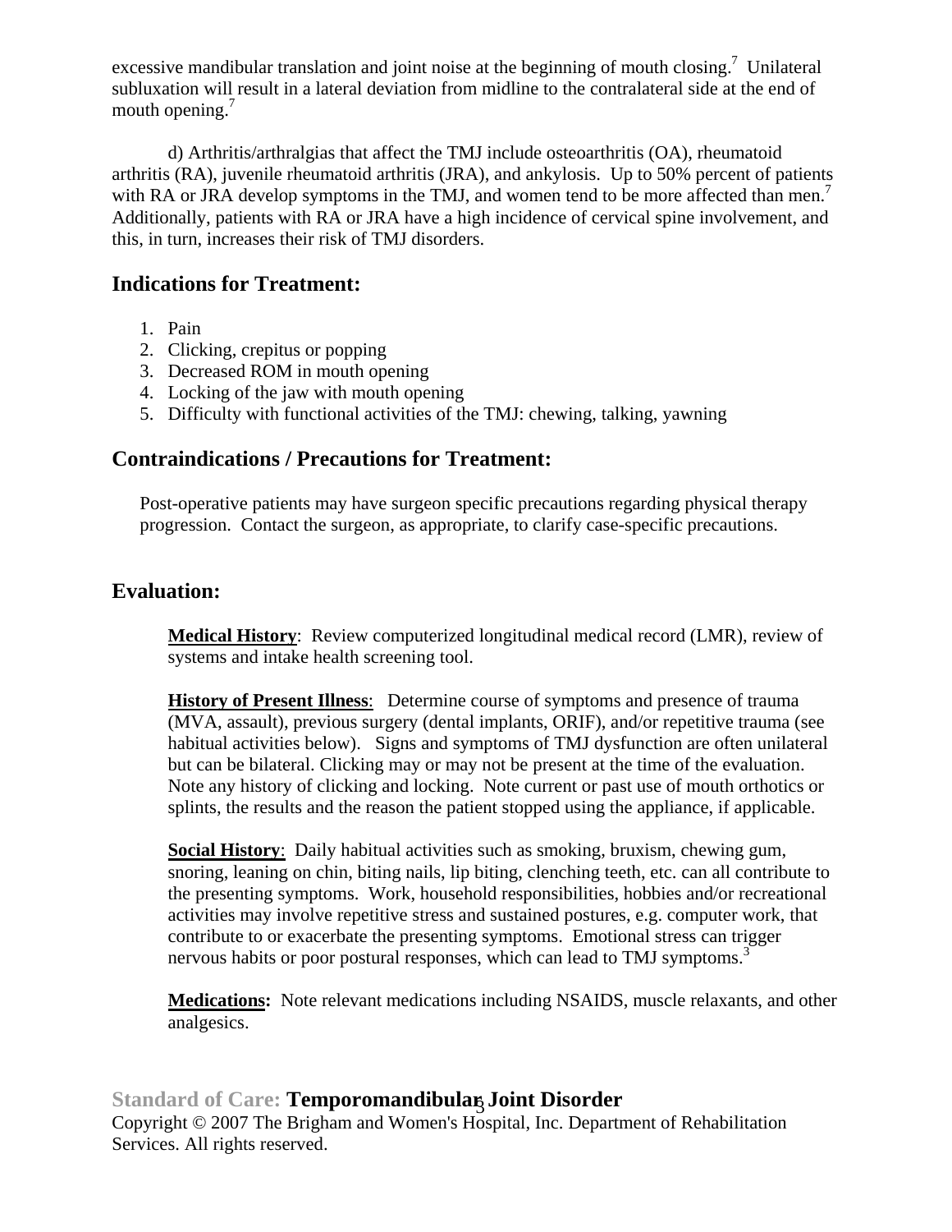excessive mandibular translation and joint noise at the beginning of mouth closing.[7] Unilateral subluxation will result in a lateral deviation from midline to the contralateral side at the end of mouth opening.[7]

d) Arthritis/arthralgias that affect the TMJ include osteoarthritis (OA), rheumatoid arthritis (RA), juvenile rheumatoid arthritis (JRA), and ankylosis. Up to 50% percent of patients with RA or JRA develop symptoms in the TMJ, and women tend to be more affected than men.[7] Additionally, patients with RA or JRA have a high incidence of cervical spine involvement, and this, in turn, increases their risk of TMJ disorders.

## Indications for Treatment:

1. Pain
2. Clicking, crepitus or popping
3. Decreased ROM in mouth opening
4. Locking of the jaw with mouth opening
5. Difficulty with functional activities of the TMJ: chewing, talking, yawning

## Contraindications / Precautions for Treatment:

Post-operative patients may have surgeon specific precautions regarding physical therapy progression. Contact the surgeon, as appropriate, to clarify case-specific precautions.

## Evaluation:

**Medical History**: Review computerized longitudinal medical record (LMR), review of systems and intake health screening tool.

**History of Present Illness**: Determine course of symptoms and presence of trauma (MVA, assault), previous surgery (dental implants, ORIF), and/or repetitive trauma (see habitual activities below). Signs and symptoms of TMJ dysfunction are often unilateral but can be bilateral. Clicking may or may not be present at the time of the evaluation. Note any history of clicking and locking. Note current or past use of mouth orthotics or splints, the results and the reason the patient stopped using the appliance, if applicable.

**Social History**: Daily habitual activities such as smoking, bruxism, chewing gum, snoring, leaning on chin, biting nails, lip biting, clenching teeth, etc. can all contribute to the presenting symptoms. Work, household responsibilities, hobbies and/or recreational activities may involve repetitive stress and sustained postures, e.g. computer work, that contribute to or exacerbate the presenting symptoms. Emotional stress can trigger nervous habits or poor postural responses, which can lead to TMJ symptoms.[3]

**Medications:** Note relevant medications including NSAIDS, muscle relaxants, and other analgesics.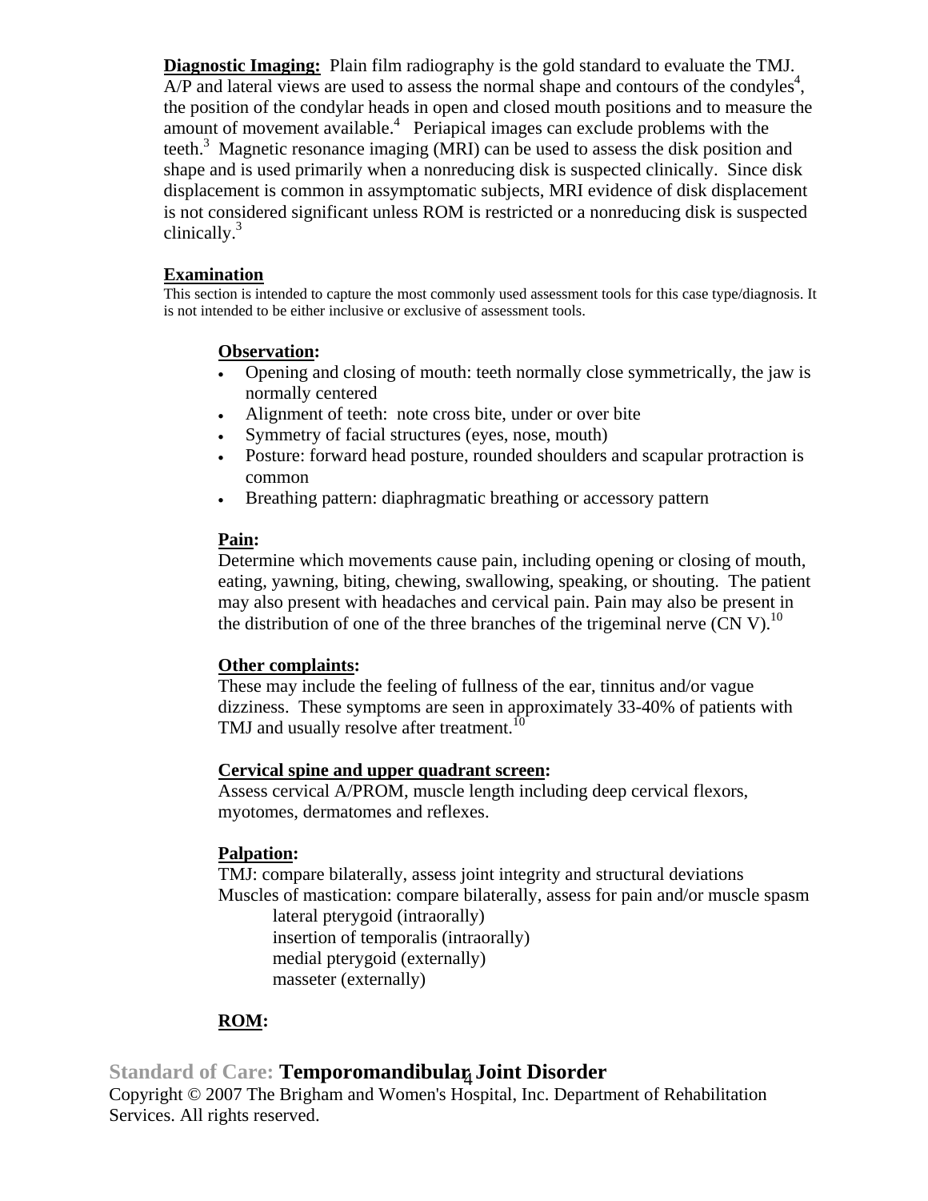**Diagnostic Imaging:** Plain film radiography is the gold standard to evaluate the TMJ. A/P and lateral views are used to assess the normal shape and contours of the condyles[4], the position of the condylar heads in open and closed mouth positions and to measure the amount of movement available.[4] Periapical images can exclude problems with the teeth.[3] Magnetic resonance imaging (MRI) can be used to assess the disk position and shape and is used primarily when a nonreducing disk is suspected clinically. Since disk displacement is common in assymptomatic subjects, MRI evidence of disk displacement is not considered significant unless ROM is restricted or a nonreducing disk is suspected clinically.[3]

## Examination

This section is intended to capture the most commonly used assessment tools for this case type/diagnosis. It is not intended to be either inclusive or exclusive of assessment tools.

**Observation:**

- Opening and closing of mouth: teeth normally close symmetrically, the jaw is normally centered
- Alignment of teeth: note cross bite, under or over bite
- Symmetry of facial structures (eyes, nose, mouth)
- Posture: forward head posture, rounded shoulders and scapular protraction is common
- Breathing pattern: diaphragmatic breathing or accessory pattern

**Pain:**

Determine which movements cause pain, including opening or closing of mouth, eating, yawning, biting, chewing, swallowing, speaking, or shouting. The patient may also present with headaches and cervical pain. Pain may also be present in the distribution of one of the three branches of the trigeminal nerve (CN V).[10]

**Other complaints:**

These may include the feeling of fullness of the ear, tinnitus and/or vague dizziness. These symptoms are seen in approximately 33-40% of patients with TMJ and usually resolve after treatment.[10]

**Cervical spine and upper quadrant screen:**

Assess cervical A/PROM, muscle length including deep cervical flexors, myotomes, dermatomes and reflexes.

**Palpation:**

TMJ: compare bilaterally, assess joint integrity and structural deviations
Muscles of mastication: compare bilaterally, assess for pain and/or muscle spasm

lateral pterygoid (intraorally)
insertion of temporalis (intraorally)
medial pterygoid (externally)
masseter (externally)

**ROM:**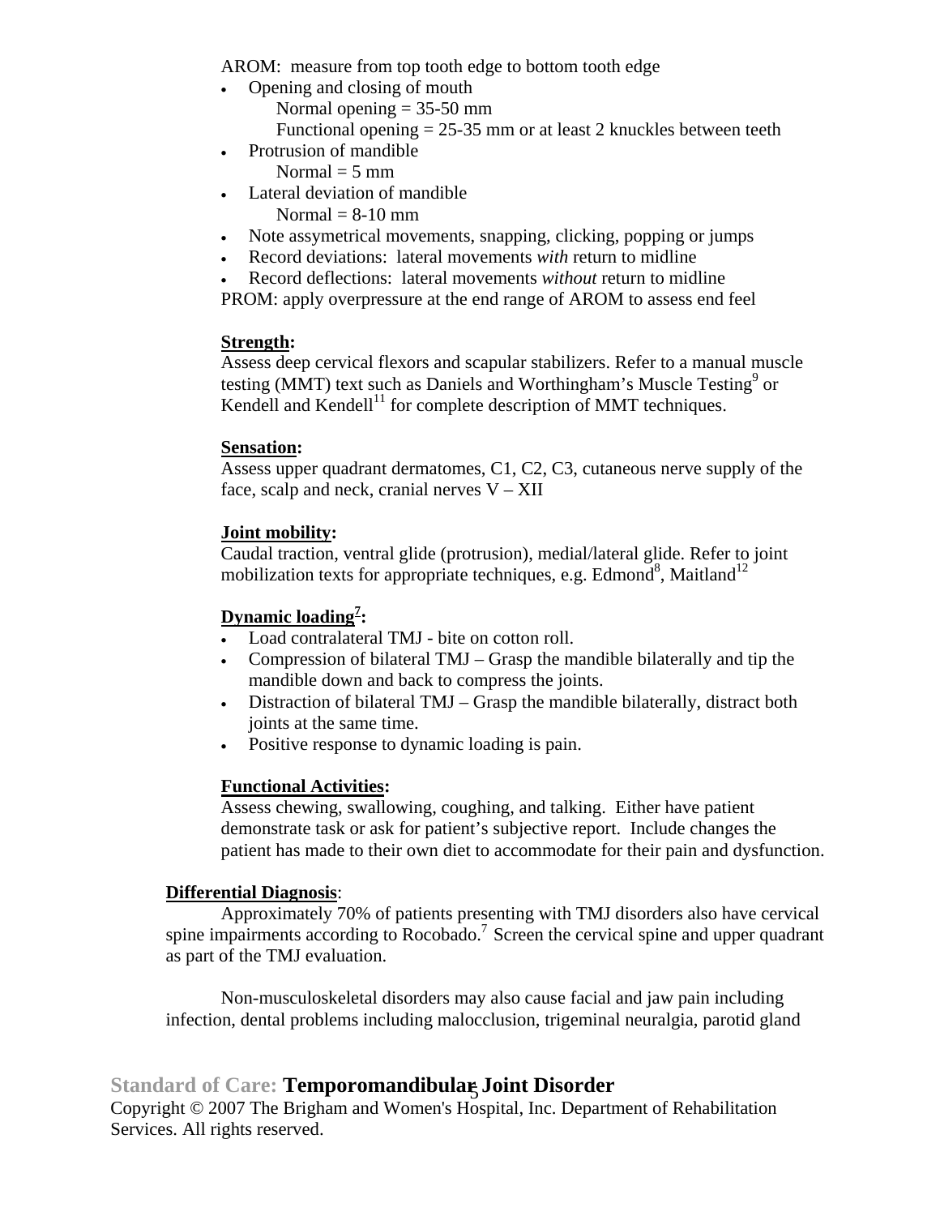AROM: measure from top tooth edge to bottom tooth edge

- Opening and closing of mouth
  - Normal opening = 35-50 mm
  - Functional opening = 25-35 mm or at least 2 knuckles between teeth
- Protrusion of mandible
  - Normal = 5 mm
- Lateral deviation of mandible
  - Normal = 8-10 mm
- Note assymetrical movements, snapping, clicking, popping or jumps
- Record deviations: lateral movements *with* return to midline
- Record deflections: lateral movements *without* return to midline

PROM: apply overpressure at the end range of AROM to assess end feel

**Strength:**
Assess deep cervical flexors and scapular stabilizers. Refer to a manual muscle testing (MMT) text such as Daniels and Worthingham's Muscle Testing[9] or Kendell and Kendell[11] for complete description of MMT techniques.

**Sensation:**
Assess upper quadrant dermatomes, C1, C2, C3, cutaneous nerve supply of the face, scalp and neck, cranial nerves V – XII

**Joint mobility:**
Caudal traction, ventral glide (protrusion), medial/lateral glide. Refer to joint mobilization texts for appropriate techniques, e.g. Edmond[8], Maitland[12]

**Dynamic loading[7]:**

- Load contralateral TMJ - bite on cotton roll.
- Compression of bilateral TMJ – Grasp the mandible bilaterally and tip the mandible down and back to compress the joints.
- Distraction of bilateral TMJ – Grasp the mandible bilaterally, distract both joints at the same time.
- Positive response to dynamic loading is pain.

**Functional Activities:**
Assess chewing, swallowing, coughing, and talking. Either have patient demonstrate task or ask for patient's subjective report. Include changes the patient has made to their own diet to accommodate for their pain and dysfunction.

**Differential Diagnosis**:

Approximately 70% of patients presenting with TMJ disorders also have cervical spine impairments according to Rocobado.[7] Screen the cervical spine and upper quadrant as part of the TMJ evaluation.

Non-musculoskeletal disorders may also cause facial and jaw pain including infection, dental problems including malocclusion, trigeminal neuralgia, parotid gland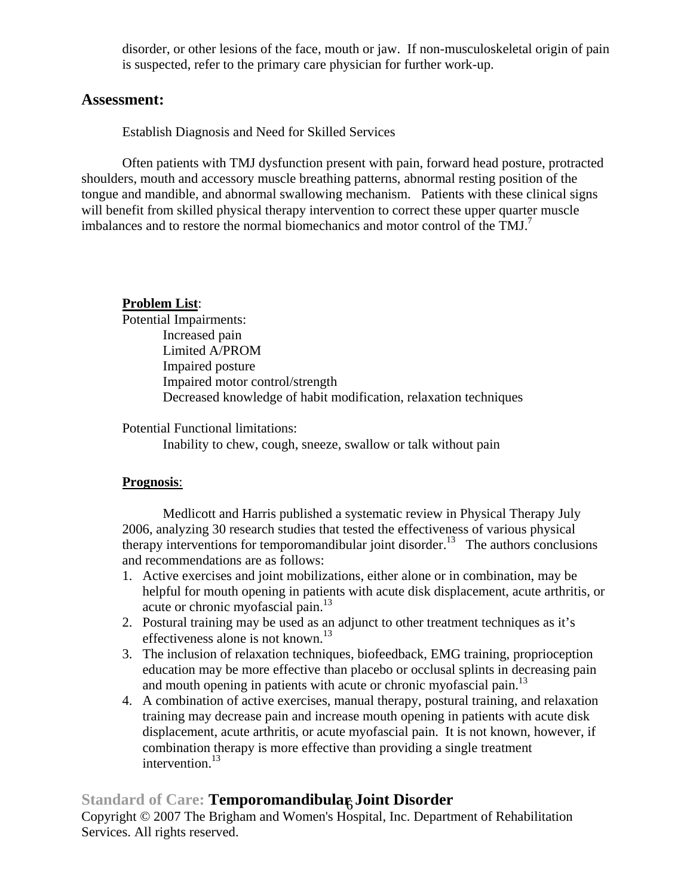disorder, or other lesions of the face, mouth or jaw. If non-musculoskeletal origin of pain is suspected, refer to the primary care physician for further work-up.

## Assessment:

Establish Diagnosis and Need for Skilled Services

Often patients with TMJ dysfunction present with pain, forward head posture, protracted shoulders, mouth and accessory muscle breathing patterns, abnormal resting position of the tongue and mandible, and abnormal swallowing mechanism. Patients with these clinical signs will benefit from skilled physical therapy intervention to correct these upper quarter muscle imbalances and to restore the normal biomechanics and motor control of the TMJ.[7]

**Problem List**:

Potential Impairments:

- Increased pain
- Limited A/PROM
- Impaired posture
- Impaired motor control/strength
- Decreased knowledge of habit modification, relaxation techniques

Potential Functional limitations:

- Inability to chew, cough, sneeze, swallow or talk without pain

**Prognosis**:

Medlicott and Harris published a systematic review in Physical Therapy July 2006, analyzing 30 research studies that tested the effectiveness of various physical therapy interventions for temporomandibular joint disorder.[13] The authors conclusions and recommendations are as follows:

1. Active exercises and joint mobilizations, either alone or in combination, may be helpful for mouth opening in patients with acute disk displacement, acute arthritis, or acute or chronic myofascial pain.[13]
2. Postural training may be used as an adjunct to other treatment techniques as it's effectiveness alone is not known.[13]
3. The inclusion of relaxation techniques, biofeedback, EMG training, proprioception education may be more effective than placebo or occlusal splints in decreasing pain and mouth opening in patients with acute or chronic myofascial pain.[13]
4. A combination of active exercises, manual therapy, postural training, and relaxation training may decrease pain and increase mouth opening in patients with acute disk displacement, acute arthritis, or acute myofascial pain. It is not known, however, if combination therapy is more effective than providing a single treatment intervention.[13]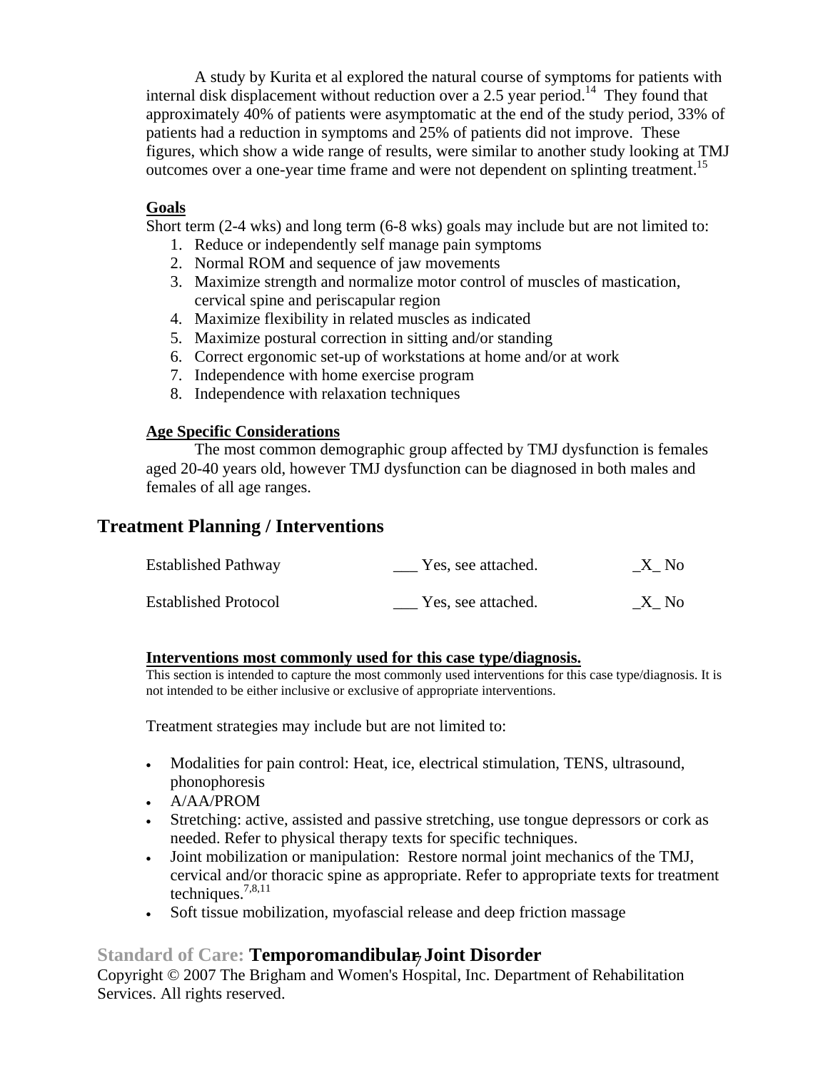A study by Kurita et al explored the natural course of symptoms for patients with internal disk displacement without reduction over a 2.5 year period.[14] They found that approximately 40% of patients were asymptomatic at the end of the study period, 33% of patients had a reduction in symptoms and 25% of patients did not improve. These figures, which show a wide range of results, were similar to another study looking at TMJ outcomes over a one-year time frame and were not dependent on splinting treatment.[15]

**Goals**

Short term (2-4 wks) and long term (6-8 wks) goals may include but are not limited to:

1. Reduce or independently self manage pain symptoms
2. Normal ROM and sequence of jaw movements
3. Maximize strength and normalize motor control of muscles of mastication, cervical spine and periscapular region
4. Maximize flexibility in related muscles as indicated
5. Maximize postural correction in sitting and/or standing
6. Correct ergonomic set-up of workstations at home and/or at work
7. Independence with home exercise program
8. Independence with relaxation techniques

**Age Specific Considerations**

The most common demographic group affected by TMJ dysfunction is females aged 20-40 years old, however TMJ dysfunction can be diagnosed in both males and females of all age ranges.

## Treatment Planning / Interventions

| | | |
|---|---|---|
| Established Pathway | ___ Yes, see attached. | _X_ No |
| Established Protocol | ___ Yes, see attached. | _X_ No |

**Interventions most commonly used for this case type/diagnosis.**

This section is intended to capture the most commonly used interventions for this case type/diagnosis. It is not intended to be either inclusive or exclusive of appropriate interventions.

Treatment strategies may include but are not limited to:

- Modalities for pain control: Heat, ice, electrical stimulation, TENS, ultrasound, phonophoresis
- A/AA/PROM
- Stretching: active, assisted and passive stretching, use tongue depressors or cork as needed. Refer to physical therapy texts for specific techniques.
- Joint mobilization or manipulation: Restore normal joint mechanics of the TMJ, cervical and/or thoracic spine as appropriate. Refer to appropriate texts for treatment techniques.[7,8,11]
- Soft tissue mobilization, myofascial release and deep friction massage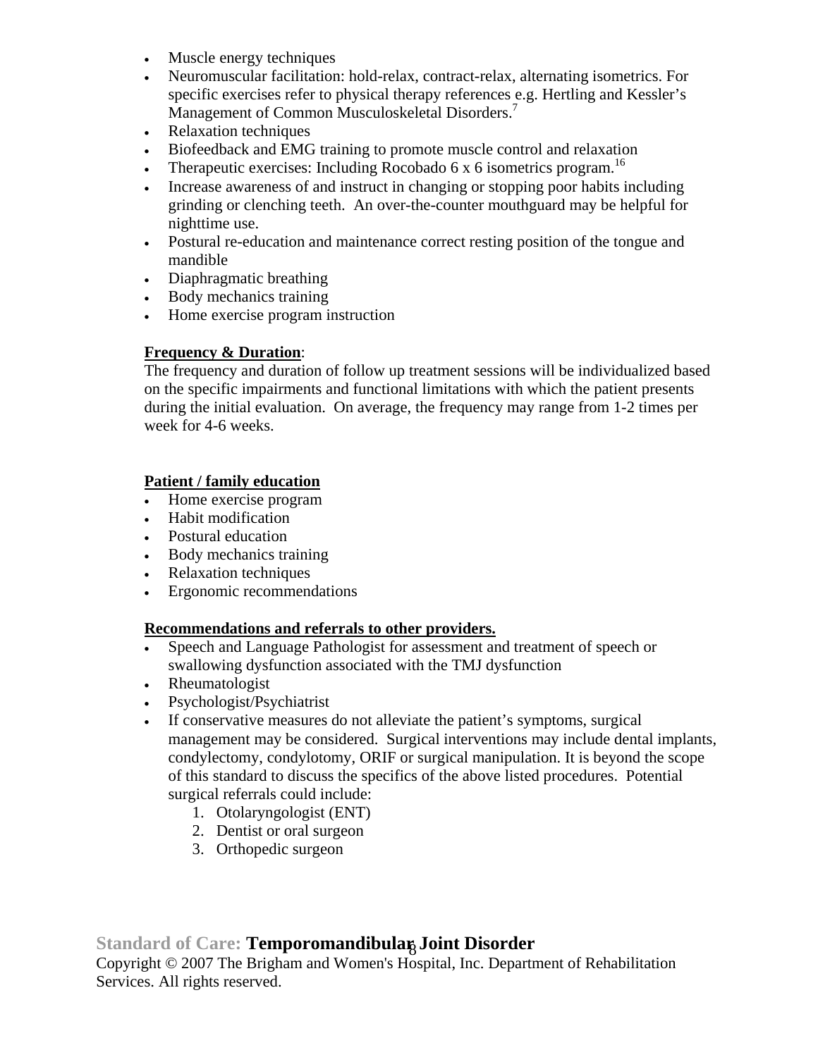- Muscle energy techniques
- Neuromuscular facilitation: hold-relax, contract-relax, alternating isometrics. For specific exercises refer to physical therapy references e.g. Hertling and Kessler's Management of Common Musculoskeletal Disorders.[7]
- Relaxation techniques
- Biofeedback and EMG training to promote muscle control and relaxation
- Therapeutic exercises: Including Rocobado 6 x 6 isometrics program.[16]
- Increase awareness of and instruct in changing or stopping poor habits including grinding or clenching teeth. An over-the-counter mouthguard may be helpful for nighttime use.
- Postural re-education and maintenance correct resting position of the tongue and mandible
- Diaphragmatic breathing
- Body mechanics training
- Home exercise program instruction

**<u>Frequency & Duration</u>**:
The frequency and duration of follow up treatment sessions will be individualized based on the specific impairments and functional limitations with which the patient presents during the initial evaluation. On average, the frequency may range from 1-2 times per week for 4-6 weeks.

**<u>Patient / family education</u>**
- Home exercise program
- Habit modification
- Postural education
- Body mechanics training
- Relaxation techniques
- Ergonomic recommendations

**<u>Recommendations and referrals to other providers.</u>**
- Speech and Language Pathologist for assessment and treatment of speech or swallowing dysfunction associated with the TMJ dysfunction
- Rheumatologist
- Psychologist/Psychiatrist
- If conservative measures do not alleviate the patient's symptoms, surgical management may be considered. Surgical interventions may include dental implants, condylectomy, condylotomy, ORIF or surgical manipulation. It is beyond the scope of this standard to discuss the specifics of the above listed procedures. Potential surgical referrals could include:
    1. Otolaryngologist (ENT)
    2. Dentist or oral surgeon
    3. Orthopedic surgeon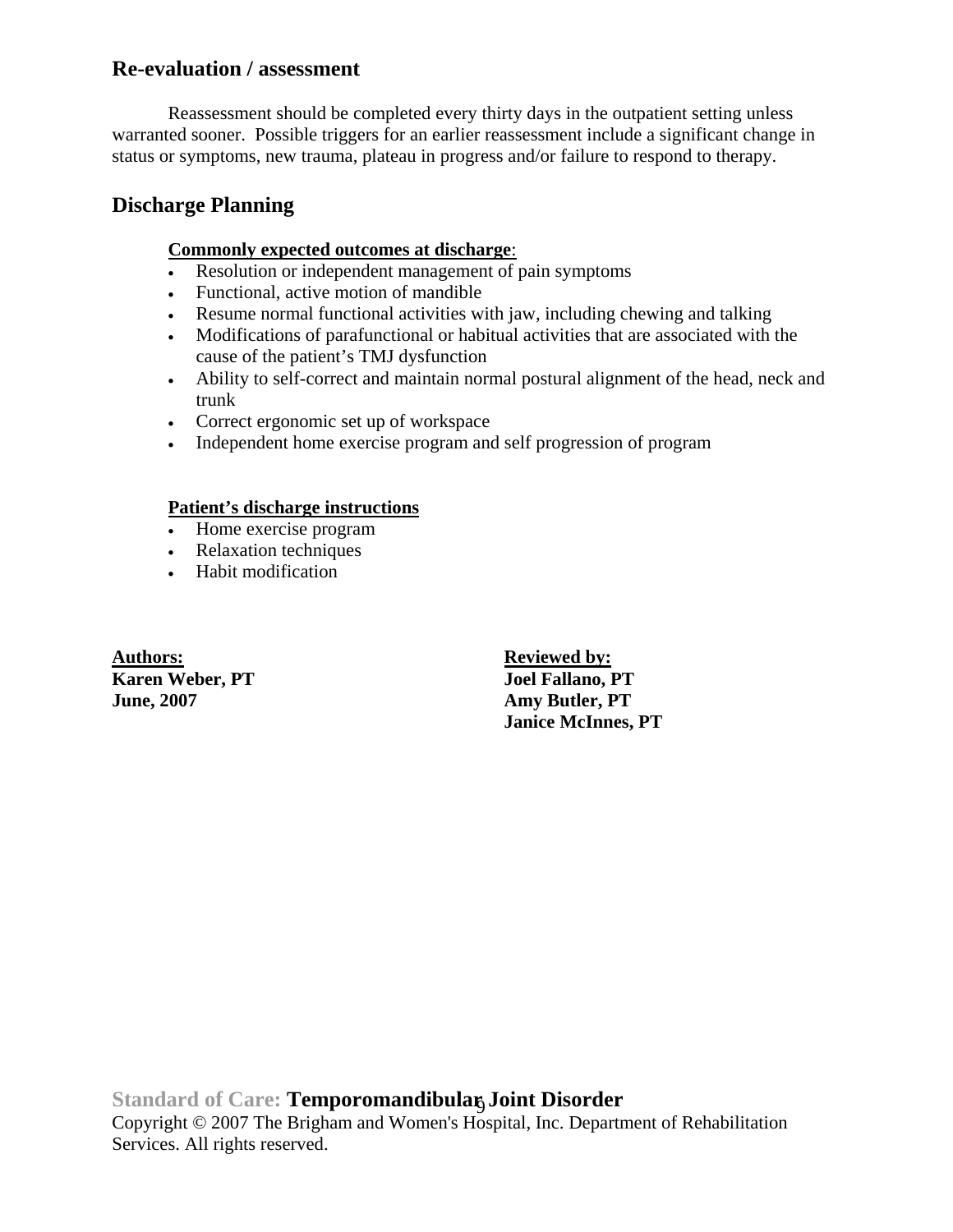## Re-evaluation / assessment

Reassessment should be completed every thirty days in the outpatient setting unless warranted sooner. Possible triggers for an earlier reassessment include a significant change in status or symptoms, new trauma, plateau in progress and/or failure to respond to therapy.

## Discharge Planning

**Commonly expected outcomes at discharge**:

- Resolution or independent management of pain symptoms
- Functional, active motion of mandible
- Resume normal functional activities with jaw, including chewing and talking
- Modifications of parafunctional or habitual activities that are associated with the cause of the patient's TMJ dysfunction
- Ability to self-correct and maintain normal postural alignment of the head, neck and trunk
- Correct ergonomic set up of workspace
- Independent home exercise program and self progression of program

**Patient's discharge instructions**

- Home exercise program
- Relaxation techniques
- Habit modification

**Authors:**
**Karen Weber, PT**
**June, 2007**

**Reviewed by:**
**Joel Fallano, PT**
**Amy Butler, PT**
**Janice McInnes, PT**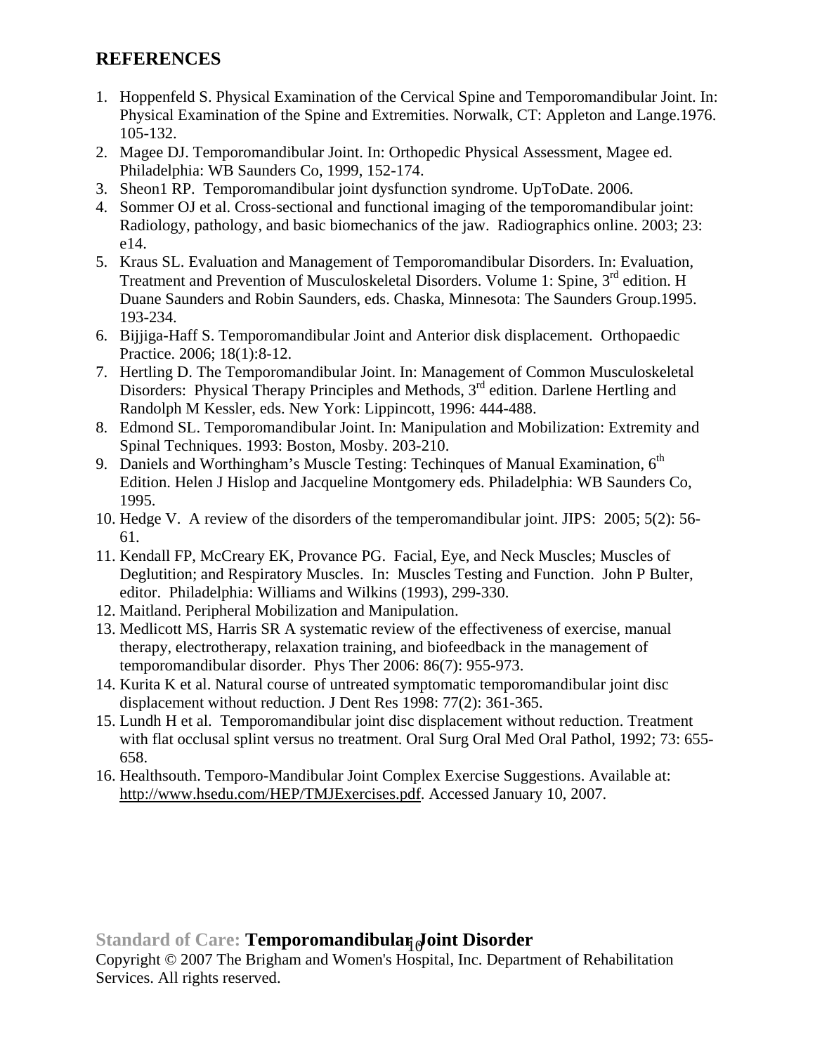## REFERENCES

1. Hoppenfeld S. Physical Examination of the Cervical Spine and Temporomandibular Joint. In: Physical Examination of the Spine and Extremities. Norwalk, CT: Appleton and Lange.1976. 105-132.
2. Magee DJ. Temporomandibular Joint. In: Orthopedic Physical Assessment, Magee ed. Philadelphia: WB Saunders Co, 1999, 152-174.
3. Sheon1 RP. Temporomandibular joint dysfunction syndrome. UpToDate. 2006.
4. Sommer OJ et al. Cross-sectional and functional imaging of the temporomandibular joint: Radiology, pathology, and basic biomechanics of the jaw. Radiographics online. 2003; 23: e14.
5. Kraus SL. Evaluation and Management of Temporomandibular Disorders. In: Evaluation, Treatment and Prevention of Musculoskeletal Disorders. Volume 1: Spine, 3rd edition. H Duane Saunders and Robin Saunders, eds. Chaska, Minnesota: The Saunders Group.1995. 193-234.
6. Bijjiga-Haff S. Temporomandibular Joint and Anterior disk displacement. Orthopaedic Practice. 2006; 18(1):8-12.
7. Hertling D. The Temporomandibular Joint. In: Management of Common Musculoskeletal Disorders: Physical Therapy Principles and Methods, 3rd edition. Darlene Hertling and Randolph M Kessler, eds. New York: Lippincott, 1996: 444-488.
8. Edmond SL. Temporomandibular Joint. In: Manipulation and Mobilization: Extremity and Spinal Techniques. 1993: Boston, Mosby. 203-210.
9. Daniels and Worthingham's Muscle Testing: Techinques of Manual Examination, 6th Edition. Helen J Hislop and Jacqueline Montgomery eds. Philadelphia: WB Saunders Co, 1995.
10. Hedge V. A review of the disorders of the temperomandibular joint. JIPS: 2005; 5(2): 56-61.
11. Kendall FP, McCreary EK, Provance PG. Facial, Eye, and Neck Muscles; Muscles of Deglutition; and Respiratory Muscles. In: Muscles Testing and Function. John P Bulter, editor. Philadelphia: Williams and Wilkins (1993), 299-330.
12. Maitland. Peripheral Mobilization and Manipulation.
13. Medlicott MS, Harris SR A systematic review of the effectiveness of exercise, manual therapy, electrotherapy, relaxation training, and biofeedback in the management of temporomandibular disorder. Phys Ther 2006: 86(7): 955-973.
14. Kurita K et al. Natural course of untreated symptomatic temporomandibular joint disc displacement without reduction. J Dent Res 1998: 77(2): 361-365.
15. Lundh H et al. Temporomandibular joint disc displacement without reduction. Treatment with flat occlusal splint versus no treatment. Oral Surg Oral Med Oral Pathol, 1992; 73: 655-658.
16. Healthsouth. Temporo-Mandibular Joint Complex Exercise Suggestions. Available at: http://www.hsedu.com/HEP/TMJExercises.pdf. Accessed January 10, 2007.